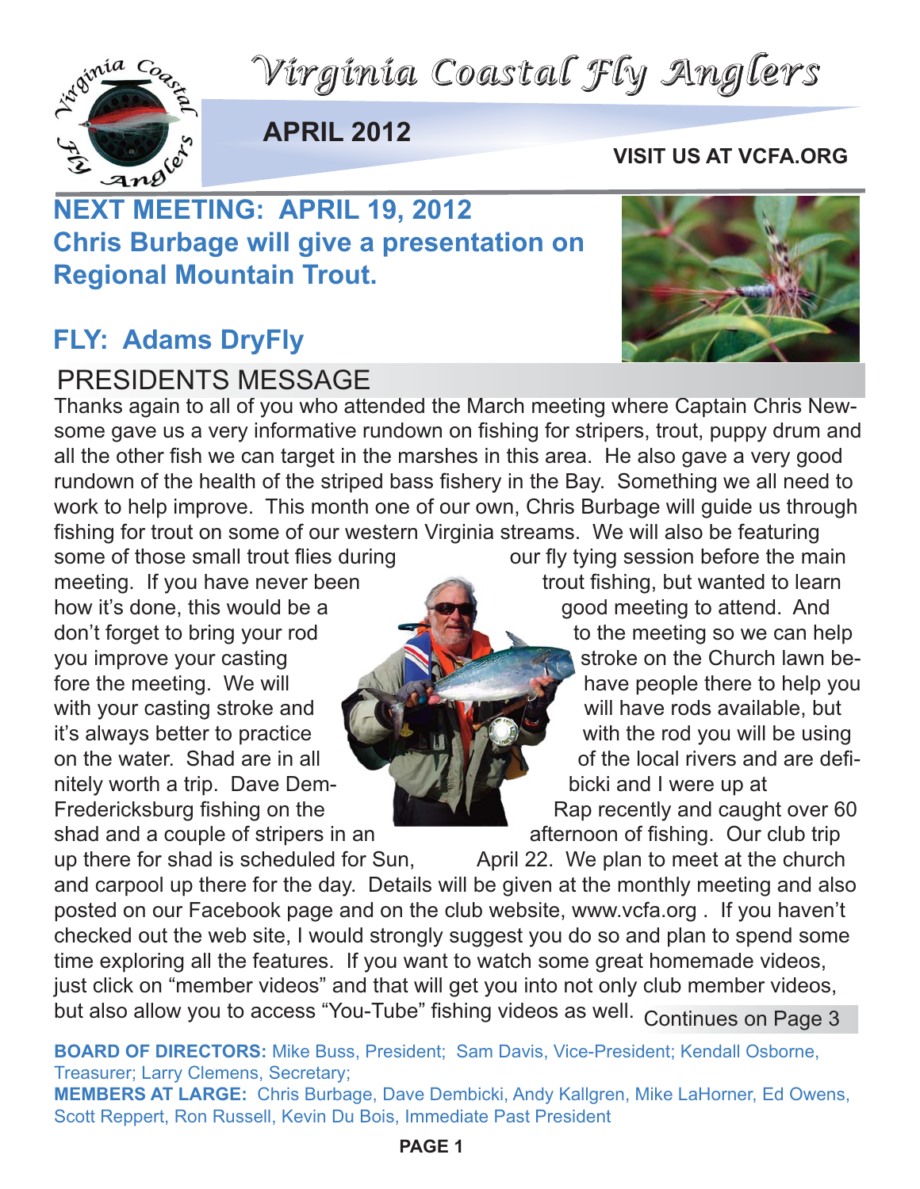# Virginia Coastal Fly Anglers

**APRIL 2012**

**VISIT US AT VCFA.ORG**

## NEXT MEETING: APRIL 19, 2012
## Chris Burbage will give a presentation on Regional Mountain Trout.

## FLY: Adams DryFly

## PRESIDENTS MESSAGE

Thanks again to all of you who attended the March meeting where Captain Chris Newsome gave us a very informative rundown on fishing for stripers, trout, puppy drum and all the other fish we can target in the marshes in this area. He also gave a very good rundown of the health of the striped bass fishery in the Bay. Something we all need to work to help improve. This month one of our own, Chris Burbage will guide us through fishing for trout on some of our western Virginia streams. We will also be featuring some of those small trout flies during our fly tying session before the main meeting. If you have never been trout fishing, but wanted to learn how it's done, this would be a good meeting to attend. And don't forget to bring your rod to the meeting so we can help you improve your casting stroke on the Church lawn before the meeting. We will have people there to help you with your casting stroke and will have rods available, but it's always better to practice with the rod you will be using on the water. Shad are in all of the local rivers and are definitely worth a trip. Dave Dembicki and I were up at Fredericksburg fishing on the Rap recently and caught over 60 shad and a couple of stripers in an afternoon of fishing. Our club trip up there for shad is scheduled for Sun, April 22. We plan to meet at the church and carpool up there for the day. Details will be given at the monthly meeting and also posted on our Facebook page and on the club website, www.vcfa.org . If you haven't checked out the web site, I would strongly suggest you do so and plan to spend some time exploring all the features. If you want to watch some great homemade videos, just click on "member videos" and that will get you into not only club member videos, but also allow you to access "You-Tube" fishing videos as well. Continues on Page 3

**BOARD OF DIRECTORS:** Mike Buss, President; Sam Davis, Vice-President; Kendall Osborne, Treasurer; Larry Clemens, Secretary;
**MEMBERS AT LARGE:** Chris Burbage, Dave Dembicki, Andy Kallgren, Mike LaHorner, Ed Owens, Scott Reppert, Ron Russell, Kevin Du Bois, Immediate Past President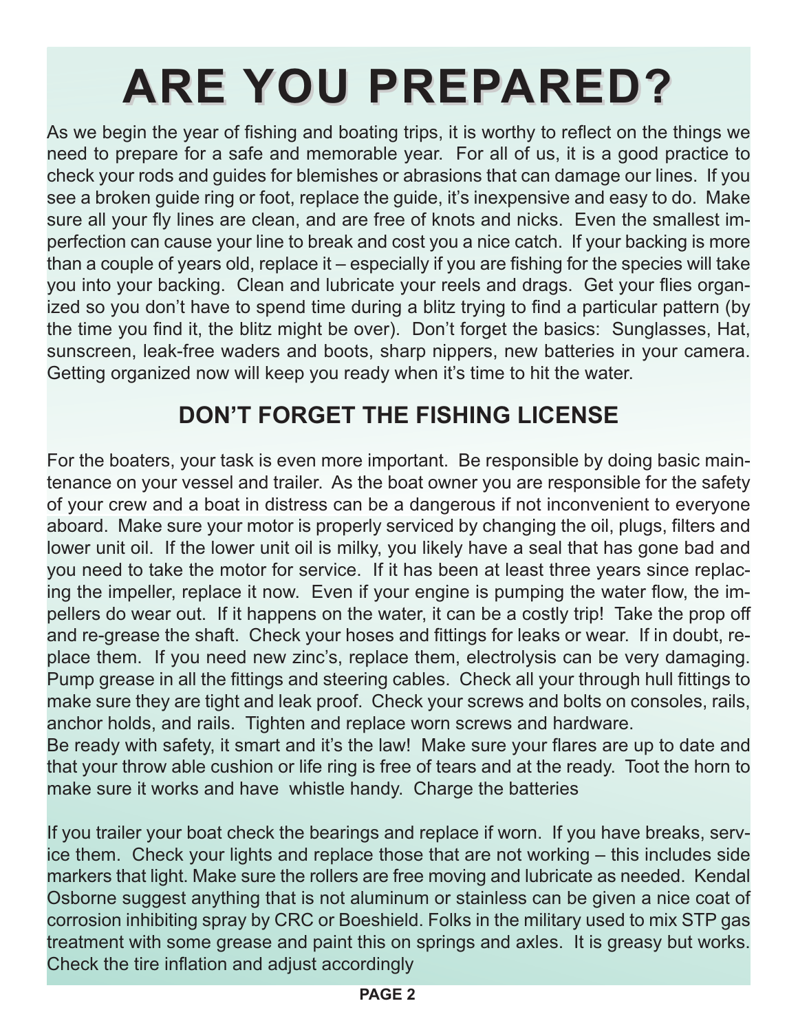# ARE YOU PREPARED?

As we begin the year of fishing and boating trips, it is worthy to reflect on the things we need to prepare for a safe and memorable year. For all of us, it is a good practice to check your rods and guides for blemishes or abrasions that can damage our lines. If you see a broken guide ring or foot, replace the guide, it's inexpensive and easy to do. Make sure all your fly lines are clean, and are free of knots and nicks. Even the smallest imperfection can cause your line to break and cost you a nice catch. If your backing is more than a couple of years old, replace it – especially if you are fishing for the species will take you into your backing. Clean and lubricate your reels and drags. Get your flies organized so you don't have to spend time during a blitz trying to find a particular pattern (by the time you find it, the blitz might be over). Don't forget the basics: Sunglasses, Hat, sunscreen, leak-free waders and boots, sharp nippers, new batteries in your camera. Getting organized now will keep you ready when it's time to hit the water.

## DON'T FORGET THE FISHING LICENSE

For the boaters, your task is even more important. Be responsible by doing basic maintenance on your vessel and trailer. As the boat owner you are responsible for the safety of your crew and a boat in distress can be a dangerous if not inconvenient to everyone aboard. Make sure your motor is properly serviced by changing the oil, plugs, filters and lower unit oil. If the lower unit oil is milky, you likely have a seal that has gone bad and you need to take the motor for service. If it has been at least three years since replacing the impeller, replace it now. Even if your engine is pumping the water flow, the impellers do wear out. If it happens on the water, it can be a costly trip! Take the prop off and re-grease the shaft. Check your hoses and fittings for leaks or wear. If in doubt, replace them. If you need new zinc's, replace them, electrolysis can be very damaging. Pump grease in all the fittings and steering cables. Check all your through hull fittings to make sure they are tight and leak proof. Check your screws and bolts on consoles, rails, anchor holds, and rails. Tighten and replace worn screws and hardware.

Be ready with safety, it smart and it's the law! Make sure your flares are up to date and that your throw able cushion or life ring is free of tears and at the ready. Toot the horn to make sure it works and have whistle handy. Charge the batteries

If you trailer your boat check the bearings and replace if worn. If you have breaks, service them. Check your lights and replace those that are not working – this includes side markers that light. Make sure the rollers are free moving and lubricate as needed. Kendal Osborne suggest anything that is not aluminum or stainless can be given a nice coat of corrosion inhibiting spray by CRC or Boeshield. Folks in the military used to mix STP gas treatment with some grease and paint this on springs and axles. It is greasy but works. Check the tire inflation and adjust accordingly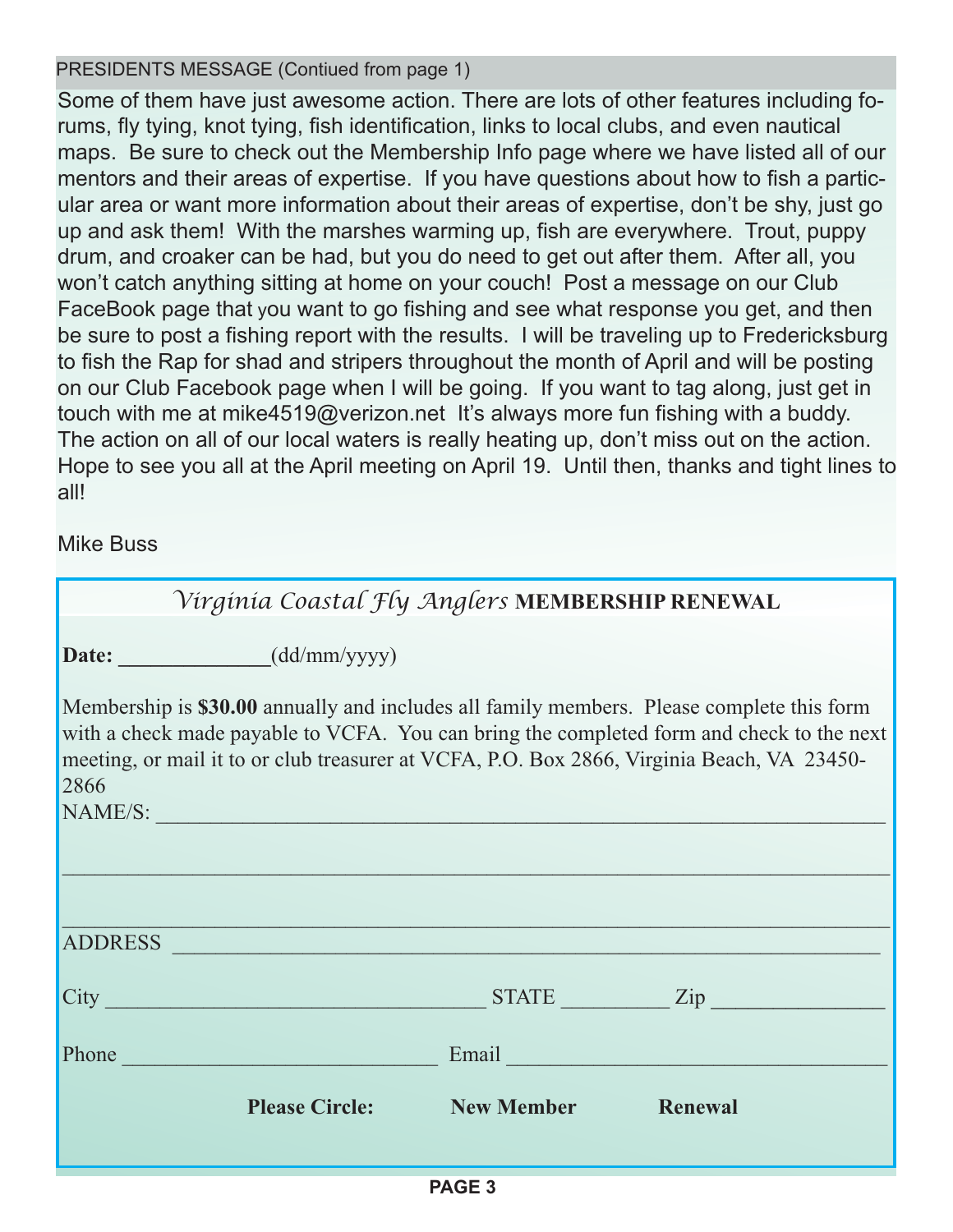PRESIDENTS MESSAGE (Contiued from page 1)

Some of them have just awesome action. There are lots of other features including forums, fly tying, knot tying, fish identification, links to local clubs, and even nautical maps. Be sure to check out the Membership Info page where we have listed all of our mentors and their areas of expertise. If you have questions about how to fish a particular area or want more information about their areas of expertise, don't be shy, just go up and ask them! With the marshes warming up, fish are everywhere. Trout, puppy drum, and croaker can be had, but you do need to get out after them. After all, you won't catch anything sitting at home on your couch! Post a message on our Club FaceBook page that you want to go fishing and see what response you get, and then be sure to post a fishing report with the results. I will be traveling up to Fredericksburg to fish the Rap for shad and stripers throughout the month of April and will be posting on our Club Facebook page when I will be going. If you want to tag along, just get in touch with me at mike4519@verizon.net It's always more fun fishing with a buddy. The action on all of our local waters is really heating up, don't miss out on the action. Hope to see you all at the April meeting on April 19. Until then, thanks and tight lines to all!

Mike Buss

## *Virginia Coastal Fly Anglers* MEMBERSHIP RENEWAL

**Date:** _____________(dd/mm/yyyy)

Membership is **$30.00** annually and includes all family members. Please complete this form with a check made payable to VCFA. You can bring the completed form and check to the next meeting, or mail it to or club treasurer at VCFA, P.O. Box 2866, Virginia Beach, VA 23450-2866

NAME/S: ____________________________________________________________

____________________________________________________________________

____________________________________________________________________

ADDRESS ___________________________________________________________

City _________________________________ STATE _________ Zip _______________

Phone ____________________________ Email __________________________________

**Please Circle:** **New Member** **Renewal**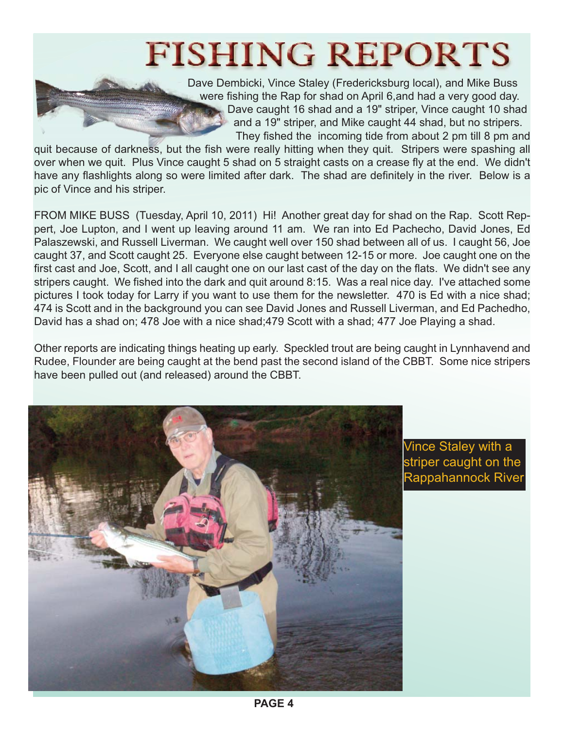# FISHING REPORTS

Dave Dembicki, Vince Staley (Fredericksburg local), and Mike Buss were fishing the Rap for shad on April 6,and had a very good day. Dave caught 16 shad and a 19" striper, Vince caught 10 shad and a 19" striper, and Mike caught 44 shad, but no stripers. They fished the incoming tide from about 2 pm till 8 pm and quit because of darkness, but the fish were really hitting when they quit. Stripers were spashing all over when we quit. Plus Vince caught 5 shad on 5 straight casts on a crease fly at the end. We didn't have any flashlights along so were limited after dark. The shad are definitely in the river. Below is a pic of Vince and his striper.

FROM MIKE BUSS (Tuesday, April 10, 2011) Hi! Another great day for shad on the Rap. Scott Reppert, Joe Lupton, and I went up leaving around 11 am. We ran into Ed Pachecho, David Jones, Ed Palaszewski, and Russell Liverman. We caught well over 150 shad between all of us. I caught 56, Joe caught 37, and Scott caught 25. Everyone else caught between 12-15 or more. Joe caught one on the first cast and Joe, Scott, and I all caught one on our last cast of the day on the flats. We didn't see any stripers caught. We fished into the dark and quit around 8:15. Was a real nice day. I've attached some pictures I took today for Larry if you want to use them for the newsletter. 470 is Ed with a nice shad; 474 is Scott and in the background you can see David Jones and Russell Liverman, and Ed Pachedho, David has a shad on; 478 Joe with a nice shad;479 Scott with a shad; 477 Joe Playing a shad.

Other reports are indicating things heating up early. Speckled trout are being caught in Lynnhavend and Rudee, Flounder are being caught at the bend past the second island of the CBBT. Some nice stripers have been pulled out (and released) around the CBBT.

Vince Staley with a striper caught on the Rappahannock River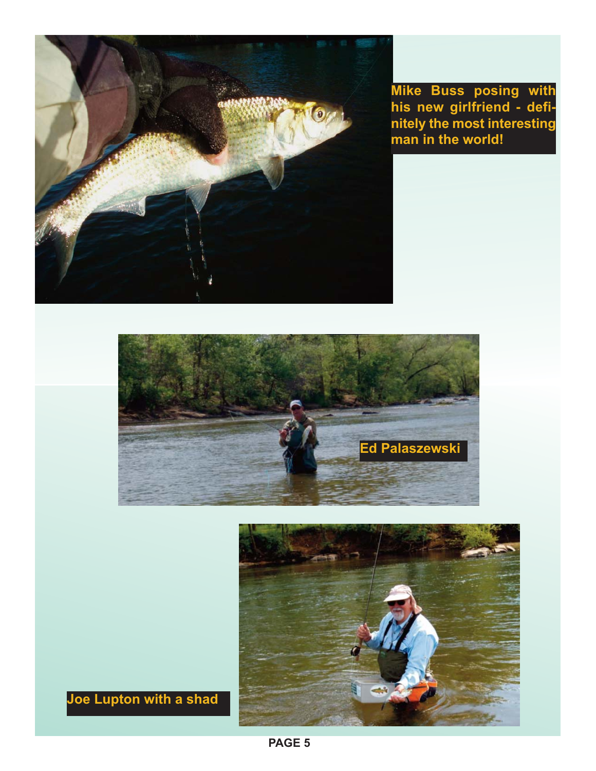Mike Buss posing with his new girlfriend - definitely the most interesting man in the world!

Ed Palaszewski

Joe Lupton with a shad